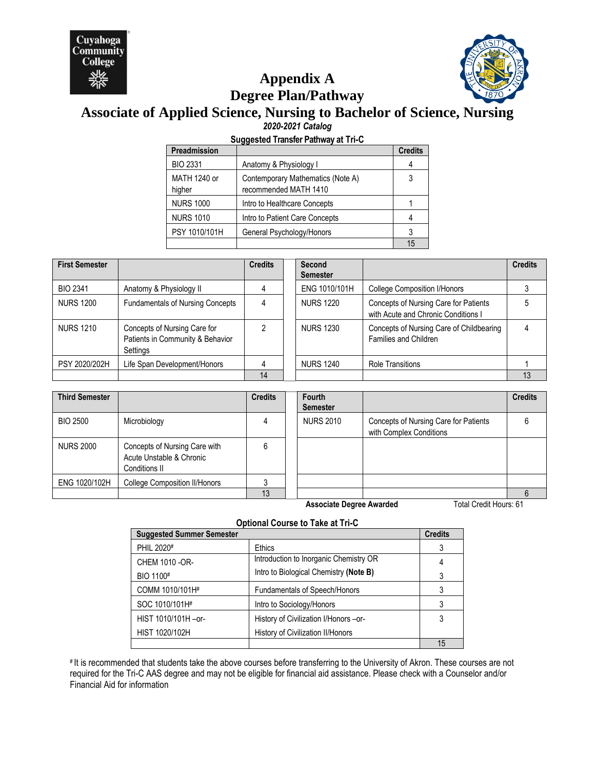# Appendix A
# Degree Plan/Pathway
## Associate of Applied Science, Nursing to Bachelor of Science, Nursing

*2020-2021 Catalog*

**Suggested Transfer Pathway at Tri-C**

| Preadmission | | Credits |
|---|---|---|
| BIO 2331 | Anatomy & Physiology I | 4 |
| MATH 1240 or higher | Contemporary Mathematics (Note A) recommended MATH 1410 | 3 |
| NURS 1000 | Intro to Healthcare Concepts | 1 |
| NURS 1010 | Intro to Patient Care Concepts | 4 |
| PSY 1010/101H | General Psychology/Honors | 3 |
| | | 15 |

| First Semester | | Credits |
|---|---|---|
| BIO 2341 | Anatomy & Physiology II | 4 |
| NURS 1200 | Fundamentals of Nursing Concepts | 4 |
| NURS 1210 | Concepts of Nursing Care for Patients in Community & Behavior Settings | 2 |
| PSY 2020/202H | Life Span Development/Honors | 4 |
| | | 14 |

| Second Semester | | Credits |
|---|---|---|
| ENG 1010/101H | College Composition I/Honors | 3 |
| NURS 1220 | Concepts of Nursing Care for Patients with Acute and Chronic Conditions I | 5 |
| NURS 1230 | Concepts of Nursing Care of Childbearing Families and Children | 4 |
| NURS 1240 | Role Transitions | 1 |
| | | 13 |

| Third Semester | | Credits |
|---|---|---|
| BIO 2500 | Microbiology | 4 |
| NURS 2000 | Concepts of Nursing Care with Acute Unstable & Chronic Conditions II | 6 |
| ENG 1020/102H | College Composition II/Honors | 3 |
| | | 13 |

| Fourth Semester | | Credits |
|---|---|---|
| NURS 2010 | Concepts of Nursing Care for Patients with Complex Conditions | 6 |
| | | 6 |

**Associate Degree Awarded** Total Credit Hours: 61

**Optional Course to Take at Tri-C**

| Suggested Summer Semester | | Credits |
|---|---|---|
| PHIL 2020# | Ethics | 3 |
| CHEM 1010 -OR- BIO 1100# | Introduction to Inorganic Chemistry OR Intro to Biological Chemistry **(Note B)** | 4 / 3 |
| COMM 1010/101H# | Fundamentals of Speech/Honors | 3 |
| SOC 1010/101H# | Intro to Sociology/Honors | 3 |
| HIST 1010/101H –or- HIST 1020/102H | History of Civilization I/Honors –or- History of Civilization II/Honors | 3 |
| | | 15 |

# It is recommended that students take the above courses before transferring to the University of Akron. These courses are not required for the Tri-C AAS degree and may not be eligible for financial aid assistance. Please check with a Counselor and/or Financial Aid for information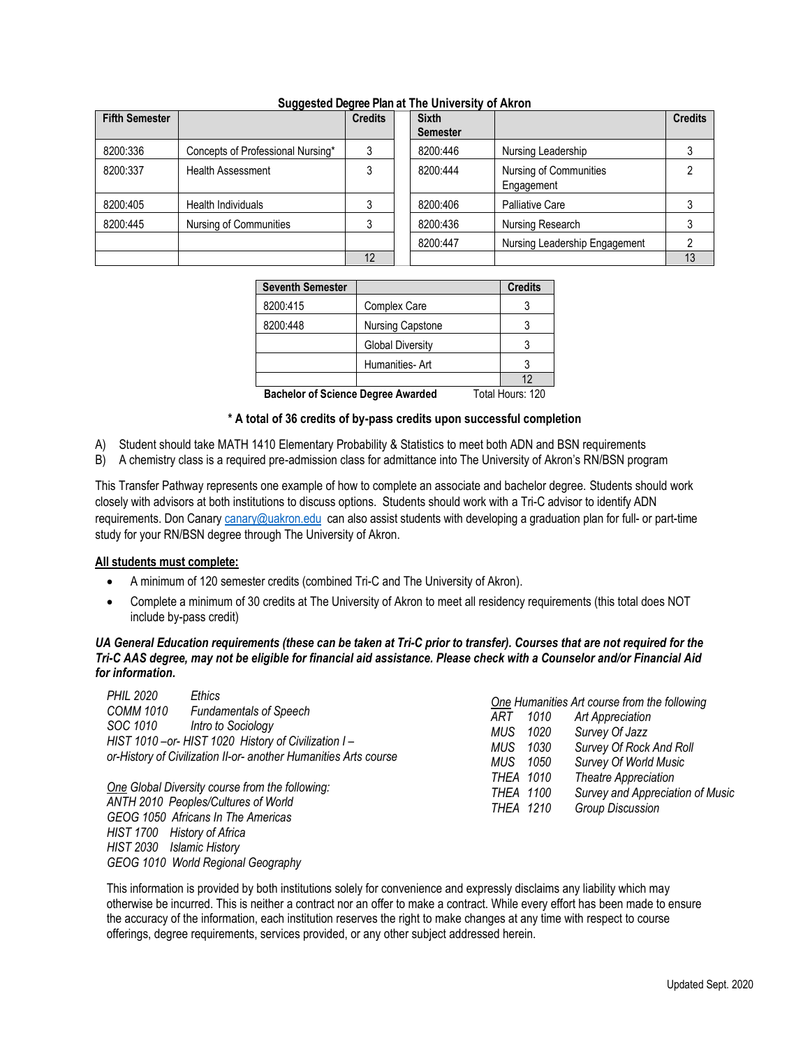**Suggested Degree Plan at The University of Akron**

| Fifth Semester | | Credits |
|---|---|---|
| 8200:336 | Concepts of Professional Nursing* | 3 |
| 8200:337 | Health Assessment | 3 |
| 8200:405 | Health Individuals | 3 |
| 8200:445 | Nursing of Communities | 3 |
| | | |
| | | 12 |

| Sixth Semester | | Credits |
|---|---|---|
| 8200:446 | Nursing Leadership | 3 |
| 8200:444 | Nursing of Communities Engagement | 2 |
| 8200:406 | Palliative Care | 3 |
| 8200:436 | Nursing Research | 3 |
| 8200:447 | Nursing Leadership Engagement | 2 |
| | | 13 |

| Seventh Semester | | Credits |
|---|---|---|
| 8200:415 | Complex Care | 3 |
| 8200:448 | Nursing Capstone | 3 |
| | Global Diversity | 3 |
| | Humanities- Art | 3 |
| | | 12 |

**Bachelor of Science Degree Awarded** Total Hours: 120

**\* A total of 36 credits of by-pass credits upon successful completion**

A) Student should take MATH 1410 Elementary Probability & Statistics to meet both ADN and BSN requirements
B) A chemistry class is a required pre-admission class for admittance into The University of Akron's RN/BSN program

This Transfer Pathway represents one example of how to complete an associate and bachelor degree. Students should work closely with advisors at both institutions to discuss options. Students should work with a Tri-C advisor to identify ADN requirements. Don Canary canary@uakron.edu can also assist students with developing a graduation plan for full- or part-time study for your RN/BSN degree through The University of Akron.

**<u>All students must complete:</u>**

- A minimum of 120 semester credits (combined Tri-C and The University of Akron).
- Complete a minimum of 30 credits at The University of Akron to meet all residency requirements (this total does NOT include by-pass credit)

***UA General Education requirements (these can be taken at Tri-C prior to transfer). Courses that are not required for the Tri-C AAS degree, may not be eligible for financial aid assistance. Please check with a Counselor and/or Financial Aid for information.***

*PHIL 2020 Ethics*
*COMM 1010 Fundamentals of Speech*
*SOC 1010 Intro to Sociology*
*HIST 1010 –or- HIST 1020 History of Civilization I – or-History of Civilization II-or- another Humanities Arts course*

*<u>One</u> Global Diversity course from the following:*
*ANTH 2010 Peoples/Cultures of World*
*GEOG 1050 Africans In The Americas*
*HIST 1700 History of Africa*
*HIST 2030 Islamic History*
*GEOG 1010 World Regional Geography*

*<u>One</u> Humanities Art course from the following*
*ART 1010 Art Appreciation*
*MUS 1020 Survey Of Jazz*
*MUS 1030 Survey Of Rock And Roll*
*MUS 1050 Survey Of World Music*
*THEA 1010 Theatre Appreciation*
*THEA 1100 Survey and Appreciation of Music*
*THEA 1210 Group Discussion*

This information is provided by both institutions solely for convenience and expressly disclaims any liability which may otherwise be incurred. This is neither a contract nor an offer to make a contract. While every effort has been made to ensure the accuracy of the information, each institution reserves the right to make changes at any time with respect to course offerings, degree requirements, services provided, or any other subject addressed herein.

Updated Sept. 2020